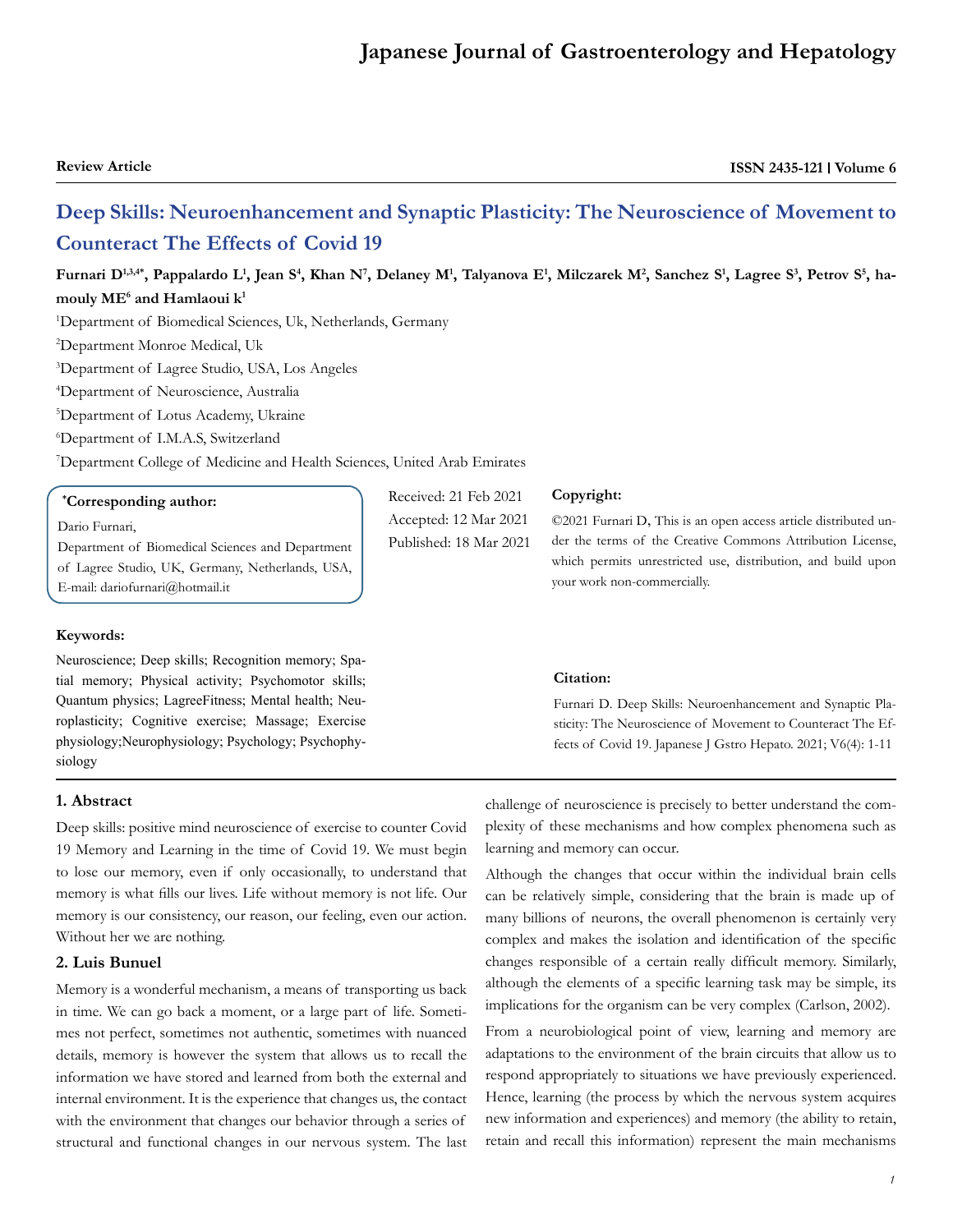Review Article

# Deep Skills: Neuroenhancement and Synaptic Plasticity: The Neuroscience of Movement to Counteract The Effects of Covid 19

**Furnari D[1,3,4*], Pappalardo L[1], Jean S[4], Khan N[7], Delaney M[1], Talyanova E[1], Milczarek M[2], Sanchez S[1], Lagree S[3], Petrov S[5], hamouly ME[6] and Hamlaoui k[1]**

[1]Department of Biomedical Sciences, Uk, Netherlands, Germany

[2]Department Monroe Medical, Uk

[3]Department of Lagree Studio, USA, Los Angeles

[4]Department of Neuroscience, Australia

[5]Department of Lotus Academy, Ukraine

[6]Department of I.M.A.S, Switzerland

[7]Department College of Medicine and Health Sciences, United Arab Emirates

**\*Corresponding author:**

Dario Furnari,
Department of Biomedical Sciences and Department of Lagree Studio, UK, Germany, Netherlands, USA,
E-mail: dariofurnari@hotmail.it

Received: 21 Feb 2021
Accepted: 12 Mar 2021
Published: 18 Mar 2021

**Copyright:**

©2021 Furnari D, This is an open access article distributed under the terms of the Creative Commons Attribution License, which permits unrestricted use, distribution, and build upon your work non-commercially.

**Keywords:**

Neuroscience; Deep skills; Recognition memory; Spatial memory; Physical activity; Psychomotor skills; Quantum physics; LagreeFitness; Mental health; Neuroplasticity; Cognitive exercise; Massage; Exercise physiology;Neurophysiology; Psychology; Psychophysiology

**Citation:**

Furnari D. Deep Skills: Neuroenhancement and Synaptic Plasticity: The Neuroscience of Movement to Counteract The Effects of Covid 19. Japanese J Gstro Hepato. 2021; V6(4): 1-11

## 1. Abstract

Deep skills: positive mind neuroscience of exercise to counter Covid 19 Memory and Learning in the time of Covid 19. We must begin to lose our memory, even if only occasionally, to understand that memory is what fills our lives. Life without memory is not life. Our memory is our consistency, our reason, our feeling, even our action. Without her we are nothing.

## 2. Luis Bunuel

Memory is a wonderful mechanism, a means of transporting us back in time. We can go back a moment, or a large part of life. Sometimes not perfect, sometimes not authentic, sometimes with nuanced details, memory is however the system that allows us to recall the information we have stored and learned from both the external and internal environment. It is the experience that changes us, the contact with the environment that changes our behavior through a series of structural and functional changes in our nervous system. The last challenge of neuroscience is precisely to better understand the complexity of these mechanisms and how complex phenomena such as learning and memory can occur.

Although the changes that occur within the individual brain cells can be relatively simple, considering that the brain is made up of many billions of neurons, the overall phenomenon is certainly very complex and makes the isolation and identification of the specific changes responsible of a certain really difficult memory. Similarly, although the elements of a specific learning task may be simple, its implications for the organism can be very complex (Carlson, 2002).

From a neurobiological point of view, learning and memory are adaptations to the environment of the brain circuits that allow us to respond appropriately to situations we have previously experienced. Hence, learning (the process by which the nervous system acquires new information and experiences) and memory (the ability to retain, retain and recall this information) represent the main mechanisms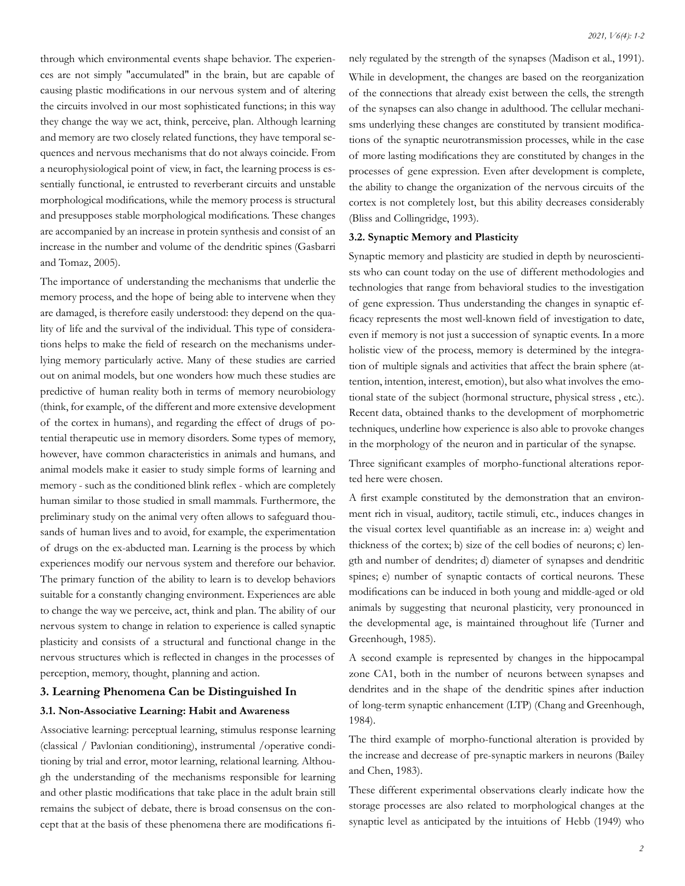through which environmental events shape behavior. The experiences are not simply "accumulated" in the brain, but are capable of causing plastic modifications in our nervous system and of altering the circuits involved in our most sophisticated functions; in this way they change the way we act, think, perceive, plan. Although learning and memory are two closely related functions, they have temporal sequences and nervous mechanisms that do not always coincide. From a neurophysiological point of view, in fact, the learning process is essentially functional, ie entrusted to reverberant circuits and unstable morphological modifications, while the memory process is structural and presupposes stable morphological modifications. These changes are accompanied by an increase in protein synthesis and consist of an increase in the number and volume of the dendritic spines (Gasbarri and Tomaz, 2005).

The importance of understanding the mechanisms that underlie the memory process, and the hope of being able to intervene when they are damaged, is therefore easily understood: they depend on the quality of life and the survival of the individual. This type of considerations helps to make the field of research on the mechanisms underlying memory particularly active. Many of these studies are carried out on animal models, but one wonders how much these studies are predictive of human reality both in terms of memory neurobiology (think, for example, of the different and more extensive development of the cortex in humans), and regarding the effect of drugs of potential therapeutic use in memory disorders. Some types of memory, however, have common characteristics in animals and humans, and animal models make it easier to study simple forms of learning and memory - such as the conditioned blink reflex - which are completely human similar to those studied in small mammals. Furthermore, the preliminary study on the animal very often allows to safeguard thousands of human lives and to avoid, for example, the experimentation of drugs on the ex-abducted man. Learning is the process by which experiences modify our nervous system and therefore our behavior. The primary function of the ability to learn is to develop behaviors suitable for a constantly changing environment. Experiences are able to change the way we perceive, act, think and plan. The ability of our nervous system to change in relation to experience is called synaptic plasticity and consists of a structural and functional change in the nervous structures which is reflected in changes in the processes of perception, memory, thought, planning and action.

## 3. Learning Phenomena Can be Distinguished In

### 3.1. Non-Associative Learning: Habit and Awareness

Associative learning: perceptual learning, stimulus response learning (classical / Pavlonian conditioning), instrumental /operative conditioning by trial and error, motor learning, relational learning. Although the understanding of the mechanisms responsible for learning and other plastic modifications that take place in the adult brain still remains the subject of debate, there is broad consensus on the concept that at the basis of these phenomena there are modifications finely regulated by the strength of the synapses (Madison et al., 1991). While in development, the changes are based on the reorganization of the connections that already exist between the cells, the strength of the synapses can also change in adulthood. The cellular mechanisms underlying these changes are constituted by transient modifications of the synaptic neurotransmission processes, while in the case of more lasting modifications they are constituted by changes in the processes of gene expression. Even after development is complete, the ability to change the organization of the nervous circuits of the cortex is not completely lost, but this ability decreases considerably (Bliss and Collingridge, 1993).

### 3.2. Synaptic Memory and Plasticity

Synaptic memory and plasticity are studied in depth by neuroscientists who can count today on the use of different methodologies and technologies that range from behavioral studies to the investigation of gene expression. Thus understanding the changes in synaptic efficacy represents the most well-known field of investigation to date, even if memory is not just a succession of synaptic events. In a more holistic view of the process, memory is determined by the integration of multiple signals and activities that affect the brain sphere (attention, intention, interest, emotion), but also what involves the emotional state of the subject (hormonal structure, physical stress , etc.). Recent data, obtained thanks to the development of morphometric techniques, underline how experience is also able to provoke changes in the morphology of the neuron and in particular of the synapse.

Three significant examples of morpho-functional alterations reported here were chosen.

A first example constituted by the demonstration that an environment rich in visual, auditory, tactile stimuli, etc., induces changes in the visual cortex level quantifiable as an increase in: a) weight and thickness of the cortex; b) size of the cell bodies of neurons; c) length and number of dendrites; d) diameter of synapses and dendritic spines; e) number of synaptic contacts of cortical neurons. These modifications can be induced in both young and middle-aged or old animals by suggesting that neuronal plasticity, very pronounced in the developmental age, is maintained throughout life (Turner and Greenhough, 1985).

A second example is represented by changes in the hippocampal zone CA1, both in the number of neurons between synapses and dendrites and in the shape of the dendritic spines after induction of long-term synaptic enhancement (LTP) (Chang and Greenhough, 1984).

The third example of morpho-functional alteration is provided by the increase and decrease of pre-synaptic markers in neurons (Bailey and Chen, 1983).

These different experimental observations clearly indicate how the storage processes are also related to morphological changes at the synaptic level as anticipated by the intuitions of Hebb (1949) who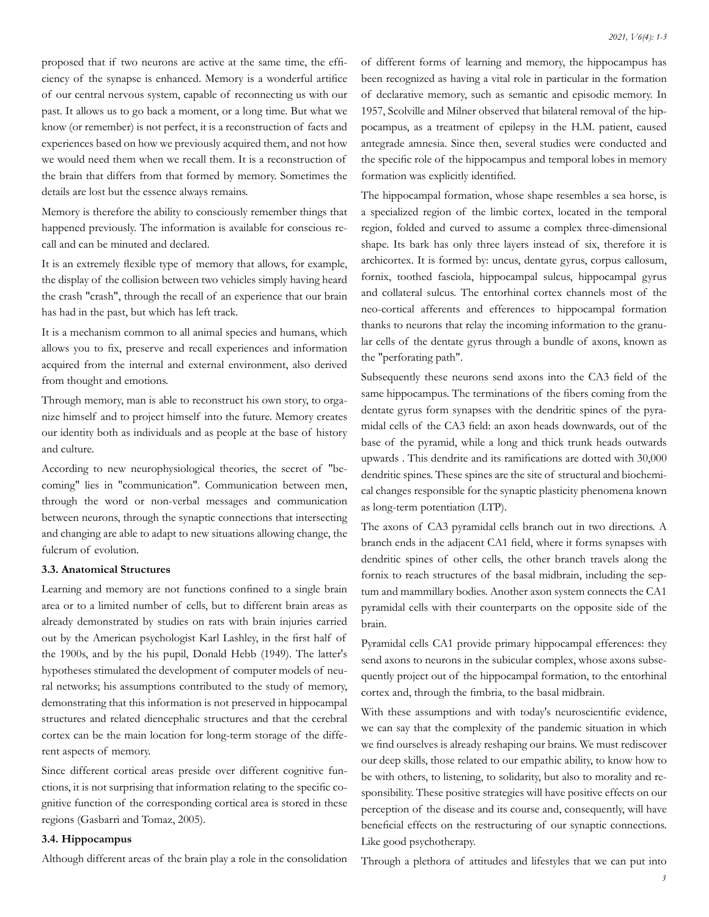proposed that if two neurons are active at the same time, the efficiency of the synapse is enhanced. Memory is a wonderful artifice of our central nervous system, capable of reconnecting us with our past. It allows us to go back a moment, or a long time. But what we know (or remember) is not perfect, it is a reconstruction of facts and experiences based on how we previously acquired them, and not how we would need them when we recall them. It is a reconstruction of the brain that differs from that formed by memory. Sometimes the details are lost but the essence always remains.

Memory is therefore the ability to consciously remember things that happened previously. The information is available for conscious recall and can be minuted and declared.

It is an extremely flexible type of memory that allows, for example, the display of the collision between two vehicles simply having heard the crash "crash", through the recall of an experience that our brain has had in the past, but which has left track.

It is a mechanism common to all animal species and humans, which allows you to fix, preserve and recall experiences and information acquired from the internal and external environment, also derived from thought and emotions.

Through memory, man is able to reconstruct his own story, to organize himself and to project himself into the future. Memory creates our identity both as individuals and as people at the base of history and culture.

According to new neurophysiological theories, the secret of "becoming" lies in "communication". Communication between men, through the word or non-verbal messages and communication between neurons, through the synaptic connections that intersecting and changing are able to adapt to new situations allowing change, the fulcrum of evolution.

### 3.3. Anatomical Structures

Learning and memory are not functions confined to a single brain area or to a limited number of cells, but to different brain areas as already demonstrated by studies on rats with brain injuries carried out by the American psychologist Karl Lashley, in the first half of the 1900s, and by the his pupil, Donald Hebb (1949). The latter's hypotheses stimulated the development of computer models of neural networks; his assumptions contributed to the study of memory, demonstrating that this information is not preserved in hippocampal structures and related diencephalic structures and that the cerebral cortex can be the main location for long-term storage of the different aspects of memory.

Since different cortical areas preside over different cognitive functions, it is not surprising that information relating to the specific cognitive function of the corresponding cortical area is stored in these regions (Gasbarri and Tomaz, 2005).

### 3.4. Hippocampus

Although different areas of the brain play a role in the consolidation of different forms of learning and memory, the hippocampus has been recognized as having a vital role in particular in the formation of declarative memory, such as semantic and episodic memory. In 1957, Scolville and Milner observed that bilateral removal of the hippocampus, as a treatment of epilepsy in the H.M. patient, caused antegrade amnesia. Since then, several studies were conducted and the specific role of the hippocampus and temporal lobes in memory formation was explicitly identified.

The hippocampal formation, whose shape resembles a sea horse, is a specialized region of the limbic cortex, located in the temporal region, folded and curved to assume a complex three-dimensional shape. Its bark has only three layers instead of six, therefore it is archicortex. It is formed by: uncus, dentate gyrus, corpus callosum, fornix, toothed fasciola, hippocampal sulcus, hippocampal gyrus and collateral sulcus. The entorhinal cortex channels most of the neo-cortical afferents and efferences to hippocampal formation thanks to neurons that relay the incoming information to the granular cells of the dentate gyrus through a bundle of axons, known as the "perforating path".

Subsequently these neurons send axons into the CA3 field of the same hippocampus. The terminations of the fibers coming from the dentate gyrus form synapses with the dendritic spines of the pyramidal cells of the CA3 field: an axon heads downwards, out of the base of the pyramid, while a long and thick trunk heads outwards upwards . This dendrite and its ramifications are dotted with 30,000 dendritic spines. These spines are the site of structural and biochemical changes responsible for the synaptic plasticity phenomena known as long-term potentiation (LTP).

The axons of CA3 pyramidal cells branch out in two directions. A branch ends in the adjacent CA1 field, where it forms synapses with dendritic spines of other cells, the other branch travels along the fornix to reach structures of the basal midbrain, including the septum and mammillary bodies. Another axon system connects the CA1 pyramidal cells with their counterparts on the opposite side of the brain.

Pyramidal cells CA1 provide primary hippocampal efferences: they send axons to neurons in the subicular complex, whose axons subsequently project out of the hippocampal formation, to the entorhinal cortex and, through the fimbria, to the basal midbrain.

With these assumptions and with today's neuroscientific evidence, we can say that the complexity of the pandemic situation in which we find ourselves is already reshaping our brains. We must rediscover our deep skills, those related to our empathic ability, to know how to be with others, to listening, to solidarity, but also to morality and responsibility. These positive strategies will have positive effects on our perception of the disease and its course and, consequently, will have beneficial effects on the restructuring of our synaptic connections. Like good psychotherapy.

Through a plethora of attitudes and lifestyles that we can put into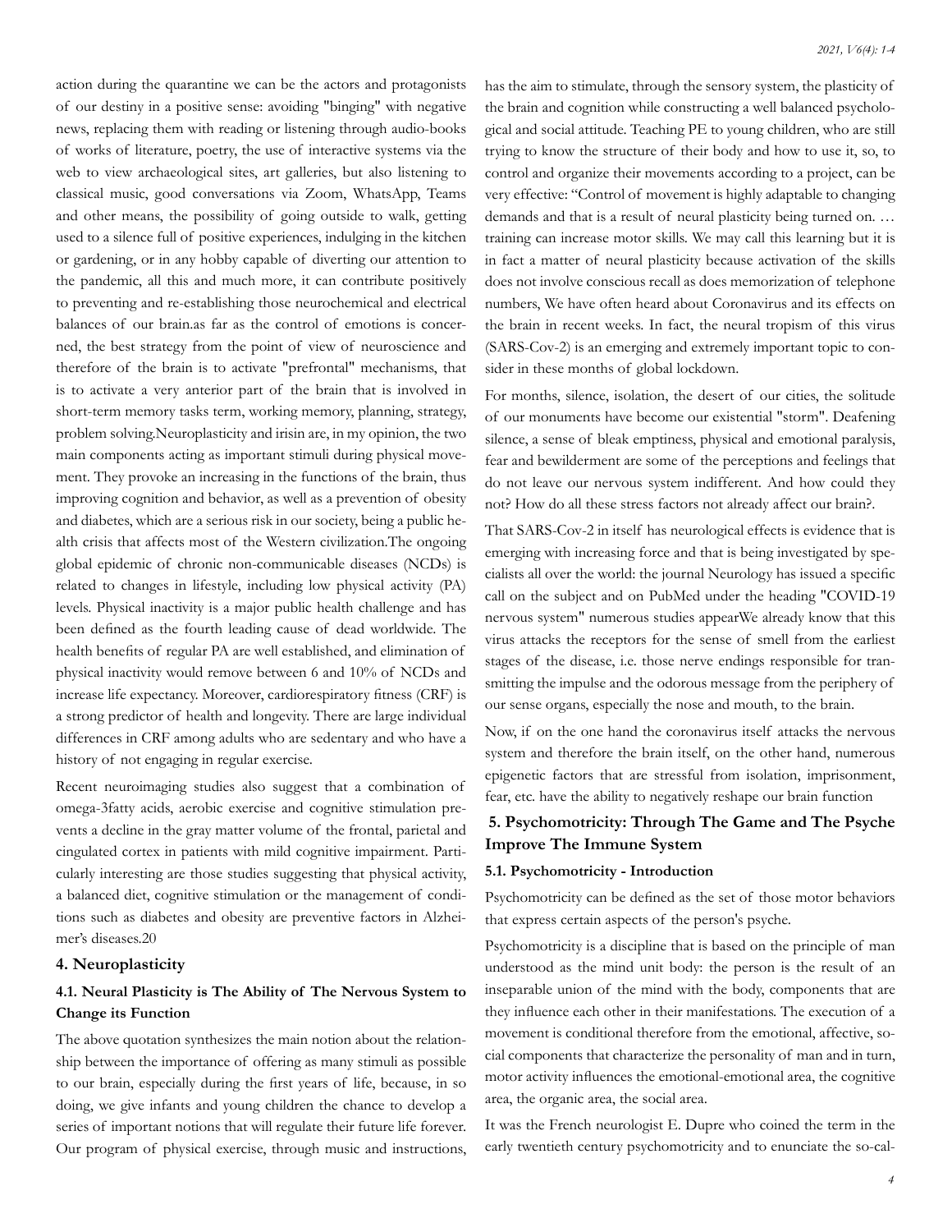action during the quarantine we can be the actors and protagonists of our destiny in a positive sense: avoiding "binging" with negative news, replacing them with reading or listening through audio-books of works of literature, poetry, the use of interactive systems via the web to view archaeological sites, art galleries, but also listening to classical music, good conversations via Zoom, WhatsApp, Teams and other means, the possibility of going outside to walk, getting used to a silence full of positive experiences, indulging in the kitchen or gardening, or in any hobby capable of diverting our attention to the pandemic, all this and much more, it can contribute positively to preventing and re-establishing those neurochemical and electrical balances of our brain.as far as the control of emotions is concerned, the best strategy from the point of view of neuroscience and therefore of the brain is to activate "prefrontal" mechanisms, that is to activate a very anterior part of the brain that is involved in short-term memory tasks term, working memory, planning, strategy, problem solving.Neuroplasticity and irisin are, in my opinion, the two main components acting as important stimuli during physical movement. They provoke an increasing in the functions of the brain, thus improving cognition and behavior, as well as a prevention of obesity and diabetes, which are a serious risk in our society, being a public health crisis that affects most of the Western civilization.The ongoing global epidemic of chronic non-communicable diseases (NCDs) is related to changes in lifestyle, including low physical activity (PA) levels. Physical inactivity is a major public health challenge and has been defined as the fourth leading cause of dead worldwide. The health benefits of regular PA are well established, and elimination of physical inactivity would remove between 6 and 10% of NCDs and increase life expectancy. Moreover, cardiorespiratory fitness (CRF) is a strong predictor of health and longevity. There are large individual differences in CRF among adults who are sedentary and who have a history of not engaging in regular exercise.

Recent neuroimaging studies also suggest that a combination of omega-3fatty acids, aerobic exercise and cognitive stimulation prevents a decline in the gray matter volume of the frontal, parietal and cingulated cortex in patients with mild cognitive impairment. Particularly interesting are those studies suggesting that physical activity, a balanced diet, cognitive stimulation or the management of conditions such as diabetes and obesity are preventive factors in Alzheimer's diseases.20

## 4. Neuroplasticity

### 4.1. Neural Plasticity is The Ability of The Nervous System to Change its Function

The above quotation synthesizes the main notion about the relationship between the importance of offering as many stimuli as possible to our brain, especially during the first years of life, because, in so doing, we give infants and young children the chance to develop a series of important notions that will regulate their future life forever. Our program of physical exercise, through music and instructions, has the aim to stimulate, through the sensory system, the plasticity of the brain and cognition while constructing a well balanced psychological and social attitude. Teaching PE to young children, who are still trying to know the structure of their body and how to use it, so, to control and organize their movements according to a project, can be very effective: "Control of movement is highly adaptable to changing demands and that is a result of neural plasticity being turned on. … training can increase motor skills. We may call this learning but it is in fact a matter of neural plasticity because activation of the skills does not involve conscious recall as does memorization of telephone numbers, We have often heard about Coronavirus and its effects on the brain in recent weeks. In fact, the neural tropism of this virus (SARS-Cov-2) is an emerging and extremely important topic to consider in these months of global lockdown.

For months, silence, isolation, the desert of our cities, the solitude of our monuments have become our existential "storm". Deafening silence, a sense of bleak emptiness, physical and emotional paralysis, fear and bewilderment are some of the perceptions and feelings that do not leave our nervous system indifferent. And how could they not? How do all these stress factors not already affect our brain?.

That SARS-Cov-2 in itself has neurological effects is evidence that is emerging with increasing force and that is being investigated by specialists all over the world: the journal Neurology has issued a specific call on the subject and on PubMed under the heading "COVID-19 nervous system" numerous studies appearWe already know that this virus attacks the receptors for the sense of smell from the earliest stages of the disease, i.e. those nerve endings responsible for transmitting the impulse and the odorous message from the periphery of our sense organs, especially the nose and mouth, to the brain.

Now, if on the one hand the coronavirus itself attacks the nervous system and therefore the brain itself, on the other hand, numerous epigenetic factors that are stressful from isolation, imprisonment, fear, etc. have the ability to negatively reshape our brain function

## 5. Psychomotricity: Through The Game and The Psyche Improve The Immune System

### 5.1. Psychomotricity - Introduction

Psychomotricity can be defined as the set of those motor behaviors that express certain aspects of the person's psyche.

Psychomotricity is a discipline that is based on the principle of man understood as the mind unit body: the person is the result of an inseparable union of the mind with the body, components that are they influence each other in their manifestations. The execution of a movement is conditional therefore from the emotional, affective, social components that characterize the personality of man and in turn, motor activity influences the emotional-emotional area, the cognitive area, the organic area, the social area.

It was the French neurologist E. Dupre who coined the term in the early twentieth century psychomotricity and to enunciate the so-cal-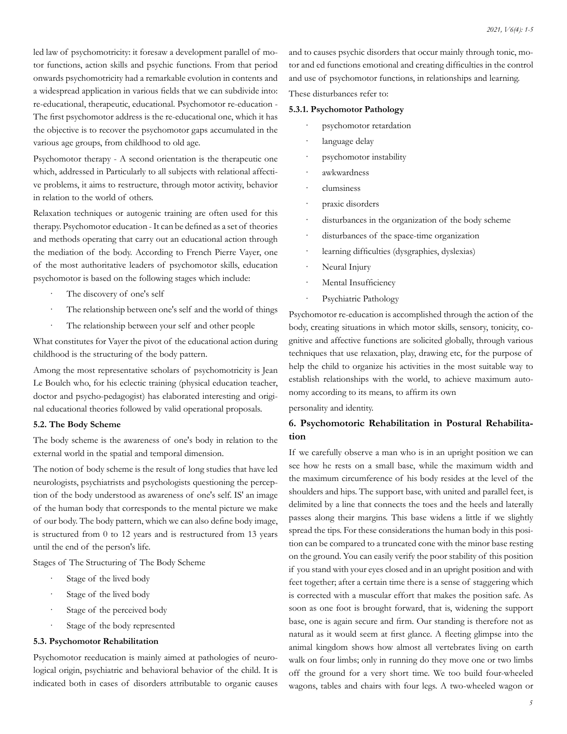led law of psychomotricity: it foresaw a development parallel of motor functions, action skills and psychic functions. From that period onwards psychomotricity had a remarkable evolution in contents and a widespread application in various fields that we can subdivide into: re-educational, therapeutic, educational. Psychomotor re-education - The first psychomotor address is the re-educational one, which it has the objective is to recover the psychomotor gaps accumulated in the various age groups, from childhood to old age.

Psychomotor therapy - A second orientation is the therapeutic one which, addressed in Particularly to all subjects with relational affective problems, it aims to restructure, through motor activity, behavior in relation to the world of others.

Relaxation techniques or autogenic training are often used for this therapy. Psychomotor education - It can be defined as a set of theories and methods operating that carry out an educational action through the mediation of the body. According to French Pierre Vayer, one of the most authoritative leaders of psychomotor skills, education psychomotor is based on the following stages which include:

- The discovery of one's self
- The relationship between one's self and the world of things
- The relationship between your self and other people

What constitutes for Vayer the pivot of the educational action during childhood is the structuring of the body pattern.

Among the most representative scholars of psychomotricity is Jean Le Boulch who, for his eclectic training (physical education teacher, doctor and psycho-pedagogist) has elaborated interesting and original educational theories followed by valid operational proposals.

### 5.2. The Body Scheme

The body scheme is the awareness of one's body in relation to the external world in the spatial and temporal dimension.

The notion of body scheme is the result of long studies that have led neurologists, psychiatrists and psychologists questioning the perception of the body understood as awareness of one's self. IS' an image of the human body that corresponds to the mental picture we make of our body. The body pattern, which we can also define body image, is structured from 0 to 12 years and is restructured from 13 years until the end of the person's life.

Stages of The Structuring of The Body Scheme

- Stage of the lived body
- Stage of the lived body
- Stage of the perceived body
- Stage of the body represented

### 5.3. Psychomotor Rehabilitation

Psychomotor reeducation is mainly aimed at pathologies of neurological origin, psychiatric and behavioral behavior of the child. It is indicated both in cases of disorders attributable to organic causes and to causes psychic disorders that occur mainly through tonic, motor and ed functions emotional and creating difficulties in the control and use of psychomotor functions, in relationships and learning.

These disturbances refer to:

#### 5.3.1. Psychomotor Pathology

- psychomotor retardation
- language delay
- psychomotor instability
- awkwardness
- clumsiness
- praxic disorders
- disturbances in the organization of the body scheme
- disturbances of the space-time organization
- learning difficulties (dysgraphies, dyslexias)
- Neural Injury
- Mental Insufficiency
- Psychiatric Pathology

Psychomotor re-education is accomplished through the action of the body, creating situations in which motor skills, sensory, tonicity, cognitive and affective functions are solicited globally, through various techniques that use relaxation, play, drawing etc, for the purpose of help the child to organize his activities in the most suitable way to establish relationships with the world, to achieve maximum autonomy according to its means, to affirm its own

personality and identity.

## 6. Psychomotoric Rehabilitation in Postural Rehabilitation

If we carefully observe a man who is in an upright position we can see how he rests on a small base, while the maximum width and the maximum circumference of his body resides at the level of the shoulders and hips. The support base, with united and parallel feet, is delimited by a line that connects the toes and the heels and laterally passes along their margins. This base widens a little if we slightly spread the tips. For these considerations the human body in this position can be compared to a truncated cone with the minor base resting on the ground. You can easily verify the poor stability of this position if you stand with your eyes closed and in an upright position and with feet together; after a certain time there is a sense of staggering which is corrected with a muscular effort that makes the position safe. As soon as one foot is brought forward, that is, widening the support base, one is again secure and firm. Our standing is therefore not as natural as it would seem at first glance. A fleeting glimpse into the animal kingdom shows how almost all vertebrates living on earth walk on four limbs; only in running do they move one or two limbs off the ground for a very short time. We too build four-wheeled wagons, tables and chairs with four legs. A two-wheeled wagon or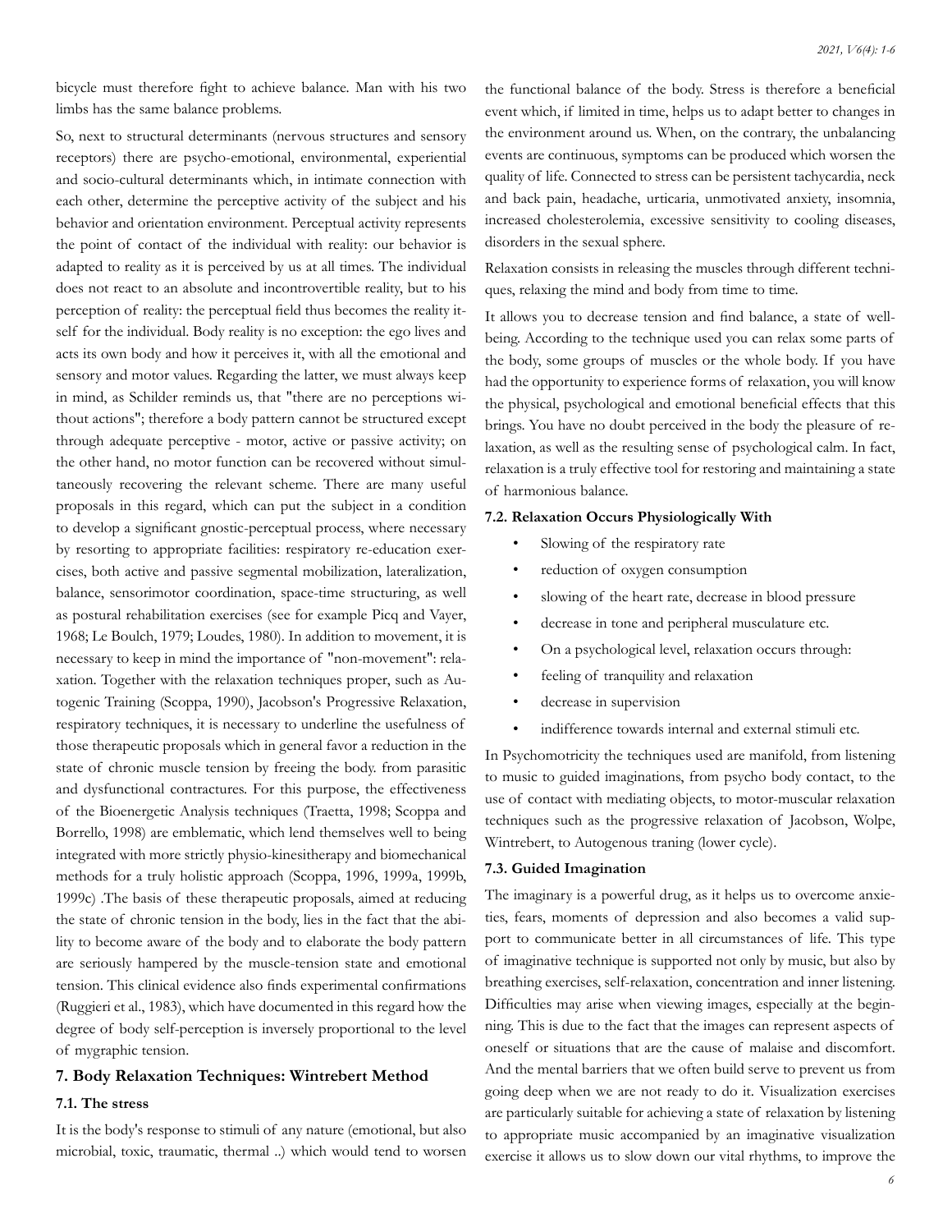bicycle must therefore fight to achieve balance. Man with his two limbs has the same balance problems.

So, next to structural determinants (nervous structures and sensory receptors) there are psycho-emotional, environmental, experiential and socio-cultural determinants which, in intimate connection with each other, determine the perceptive activity of the subject and his behavior and orientation environment. Perceptual activity represents the point of contact of the individual with reality: our behavior is adapted to reality as it is perceived by us at all times. The individual does not react to an absolute and incontrovertible reality, but to his perception of reality: the perceptual field thus becomes the reality itself for the individual. Body reality is no exception: the ego lives and acts its own body and how it perceives it, with all the emotional and sensory and motor values. Regarding the latter, we must always keep in mind, as Schilder reminds us, that "there are no perceptions without actions"; therefore a body pattern cannot be structured except through adequate perceptive - motor, active or passive activity; on the other hand, no motor function can be recovered without simultaneously recovering the relevant scheme. There are many useful proposals in this regard, which can put the subject in a condition to develop a significant gnostic-perceptual process, where necessary by resorting to appropriate facilities: respiratory re-education exercises, both active and passive segmental mobilization, lateralization, balance, sensorimotor coordination, space-time structuring, as well as postural rehabilitation exercises (see for example Picq and Vayer, 1968; Le Boulch, 1979; Loudes, 1980). In addition to movement, it is necessary to keep in mind the importance of "non-movement": relaxation. Together with the relaxation techniques proper, such as Autogenic Training (Scoppa, 1990), Jacobson's Progressive Relaxation, respiratory techniques, it is necessary to underline the usefulness of those therapeutic proposals which in general favor a reduction in the state of chronic muscle tension by freeing the body. from parasitic and dysfunctional contractures. For this purpose, the effectiveness of the Bioenergetic Analysis techniques (Traetta, 1998; Scoppa and Borrello, 1998) are emblematic, which lend themselves well to being integrated with more strictly physio-kinesitherapy and biomechanical methods for a truly holistic approach (Scoppa, 1996, 1999a, 1999b, 1999c) .The basis of these therapeutic proposals, aimed at reducing the state of chronic tension in the body, lies in the fact that the ability to become aware of the body and to elaborate the body pattern are seriously hampered by the muscle-tension state and emotional tension. This clinical evidence also finds experimental confirmations (Ruggieri et al., 1983), which have documented in this regard how the degree of body self-perception is inversely proportional to the level of mygraphic tension.

## 7. Body Relaxation Techniques: Wintrebert Method

### 7.1. The stress

It is the body's response to stimuli of any nature (emotional, but also microbial, toxic, traumatic, thermal ..) which would tend to worsen the functional balance of the body. Stress is therefore a beneficial event which, if limited in time, helps us to adapt better to changes in the environment around us. When, on the contrary, the unbalancing events are continuous, symptoms can be produced which worsen the quality of life. Connected to stress can be persistent tachycardia, neck and back pain, headache, urticaria, unmotivated anxiety, insomnia, increased cholesterolemia, excessive sensitivity to cooling diseases, disorders in the sexual sphere.

Relaxation consists in releasing the muscles through different techniques, relaxing the mind and body from time to time.

It allows you to decrease tension and find balance, a state of well-being. According to the technique used you can relax some parts of the body, some groups of muscles or the whole body. If you have had the opportunity to experience forms of relaxation, you will know the physical, psychological and emotional beneficial effects that this brings. You have no doubt perceived in the body the pleasure of relaxation, as well as the resulting sense of psychological calm. In fact, relaxation is a truly effective tool for restoring and maintaining a state of harmonious balance.

### 7.2. Relaxation Occurs Physiologically With

- Slowing of the respiratory rate
- reduction of oxygen consumption
- slowing of the heart rate, decrease in blood pressure
- decrease in tone and peripheral musculature etc.
- On a psychological level, relaxation occurs through:
- feeling of tranquility and relaxation
- decrease in supervision
- indifference towards internal and external stimuli etc.

In Psychomotricity the techniques used are manifold, from listening to music to guided imaginations, from psycho body contact, to the use of contact with mediating objects, to motor-muscular relaxation techniques such as the progressive relaxation of Jacobson, Wolpe, Wintrebert, to Autogenous traning (lower cycle).

### 7.3. Guided Imagination

The imaginary is a powerful drug, as it helps us to overcome anxieties, fears, moments of depression and also becomes a valid support to communicate better in all circumstances of life. This type of imaginative technique is supported not only by music, but also by breathing exercises, self-relaxation, concentration and inner listening. Difficulties may arise when viewing images, especially at the beginning. This is due to the fact that the images can represent aspects of oneself or situations that are the cause of malaise and discomfort. And the mental barriers that we often build serve to prevent us from going deep when we are not ready to do it. Visualization exercises are particularly suitable for achieving a state of relaxation by listening to appropriate music accompanied by an imaginative visualization exercise it allows us to slow down our vital rhythms, to improve the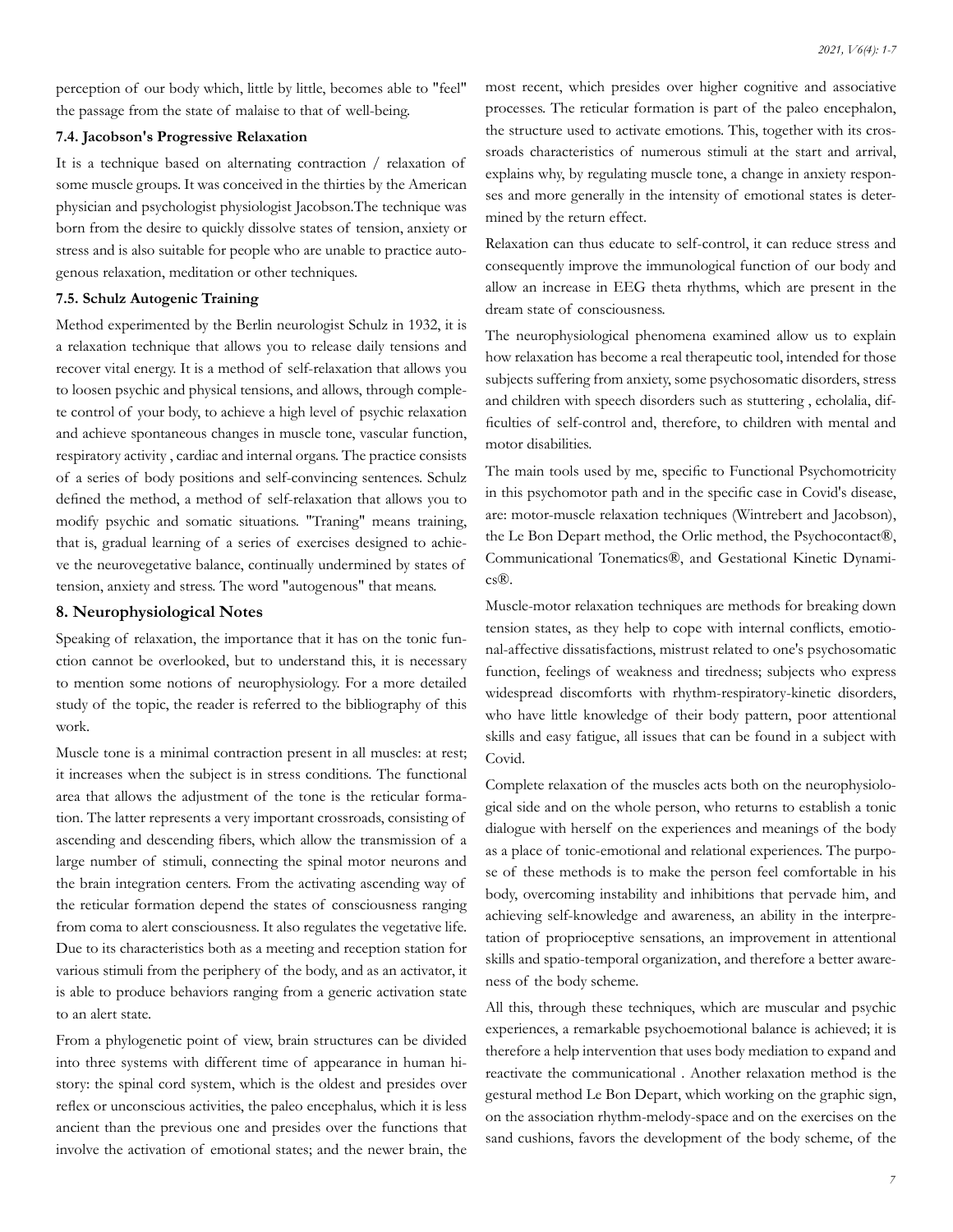perception of our body which, little by little, becomes able to "feel" the passage from the state of malaise to that of well-being.

### 7.4. Jacobson's Progressive Relaxation

It is a technique based on alternating contraction / relaxation of some muscle groups. It was conceived in the thirties by the American physician and psychologist physiologist Jacobson.The technique was born from the desire to quickly dissolve states of tension, anxiety or stress and is also suitable for people who are unable to practice autogenous relaxation, meditation or other techniques.

### 7.5. Schulz Autogenic Training

Method experimented by the Berlin neurologist Schulz in 1932, it is a relaxation technique that allows you to release daily tensions and recover vital energy. It is a method of self-relaxation that allows you to loosen psychic and physical tensions, and allows, through complete control of your body, to achieve a high level of psychic relaxation and achieve spontaneous changes in muscle tone, vascular function, respiratory activity , cardiac and internal organs. The practice consists of a series of body positions and self-convincing sentences. Schulz defined the method, a method of self-relaxation that allows you to modify psychic and somatic situations. "Traning" means training, that is, gradual learning of a series of exercises designed to achieve the neurovegetative balance, continually undermined by states of tension, anxiety and stress. The word "autogenous" that means.

## 8. Neurophysiological Notes

Speaking of relaxation, the importance that it has on the tonic function cannot be overlooked, but to understand this, it is necessary to mention some notions of neurophysiology. For a more detailed study of the topic, the reader is referred to the bibliography of this work.

Muscle tone is a minimal contraction present in all muscles: at rest; it increases when the subject is in stress conditions. The functional area that allows the adjustment of the tone is the reticular formation. The latter represents a very important crossroads, consisting of ascending and descending fibers, which allow the transmission of a large number of stimuli, connecting the spinal motor neurons and the brain integration centers. From the activating ascending way of the reticular formation depend the states of consciousness ranging from coma to alert consciousness. It also regulates the vegetative life. Due to its characteristics both as a meeting and reception station for various stimuli from the periphery of the body, and as an activator, it is able to produce behaviors ranging from a generic activation state to an alert state.

From a phylogenetic point of view, brain structures can be divided into three systems with different time of appearance in human history: the spinal cord system, which is the oldest and presides over reflex or unconscious activities, the paleo encephalus, which it is less ancient than the previous one and presides over the functions that involve the activation of emotional states; and the newer brain, the most recent, which presides over higher cognitive and associative processes. The reticular formation is part of the paleo encephalon, the structure used to activate emotions. This, together with its crossroads characteristics of numerous stimuli at the start and arrival, explains why, by regulating muscle tone, a change in anxiety responses and more generally in the intensity of emotional states is determined by the return effect.

Relaxation can thus educate to self-control, it can reduce stress and consequently improve the immunological function of our body and allow an increase in EEG theta rhythms, which are present in the dream state of consciousness.

The neurophysiological phenomena examined allow us to explain how relaxation has become a real therapeutic tool, intended for those subjects suffering from anxiety, some psychosomatic disorders, stress and children with speech disorders such as stuttering , echolalia, difficulties of self-control and, therefore, to children with mental and motor disabilities.

The main tools used by me, specific to Functional Psychomotricity in this psychomotor path and in the specific case in Covid's disease, are: motor-muscle relaxation techniques (Wintrebert and Jacobson), the Le Bon Depart method, the Orlic method, the Psychocontact®, Communicational Tonematics®, and Gestational Kinetic Dynamics®.

Muscle-motor relaxation techniques are methods for breaking down tension states, as they help to cope with internal conflicts, emotional-affective dissatisfactions, mistrust related to one's psychosomatic function, feelings of weakness and tiredness; subjects who express widespread discomforts with rhythm-respiratory-kinetic disorders, who have little knowledge of their body pattern, poor attentional skills and easy fatigue, all issues that can be found in a subject with Covid.

Complete relaxation of the muscles acts both on the neurophysiological side and on the whole person, who returns to establish a tonic dialogue with herself on the experiences and meanings of the body as a place of tonic-emotional and relational experiences. The purpose of these methods is to make the person feel comfortable in his body, overcoming instability and inhibitions that pervade him, and achieving self-knowledge and awareness, an ability in the interpretation of proprioceptive sensations, an improvement in attentional skills and spatio-temporal organization, and therefore a better awareness of the body scheme.

All this, through these techniques, which are muscular and psychic experiences, a remarkable psychoemotional balance is achieved; it is therefore a help intervention that uses body mediation to expand and reactivate the communicational . Another relaxation method is the gestural method Le Bon Depart, which working on the graphic sign, on the association rhythm-melody-space and on the exercises on the sand cushions, favors the development of the body scheme, of the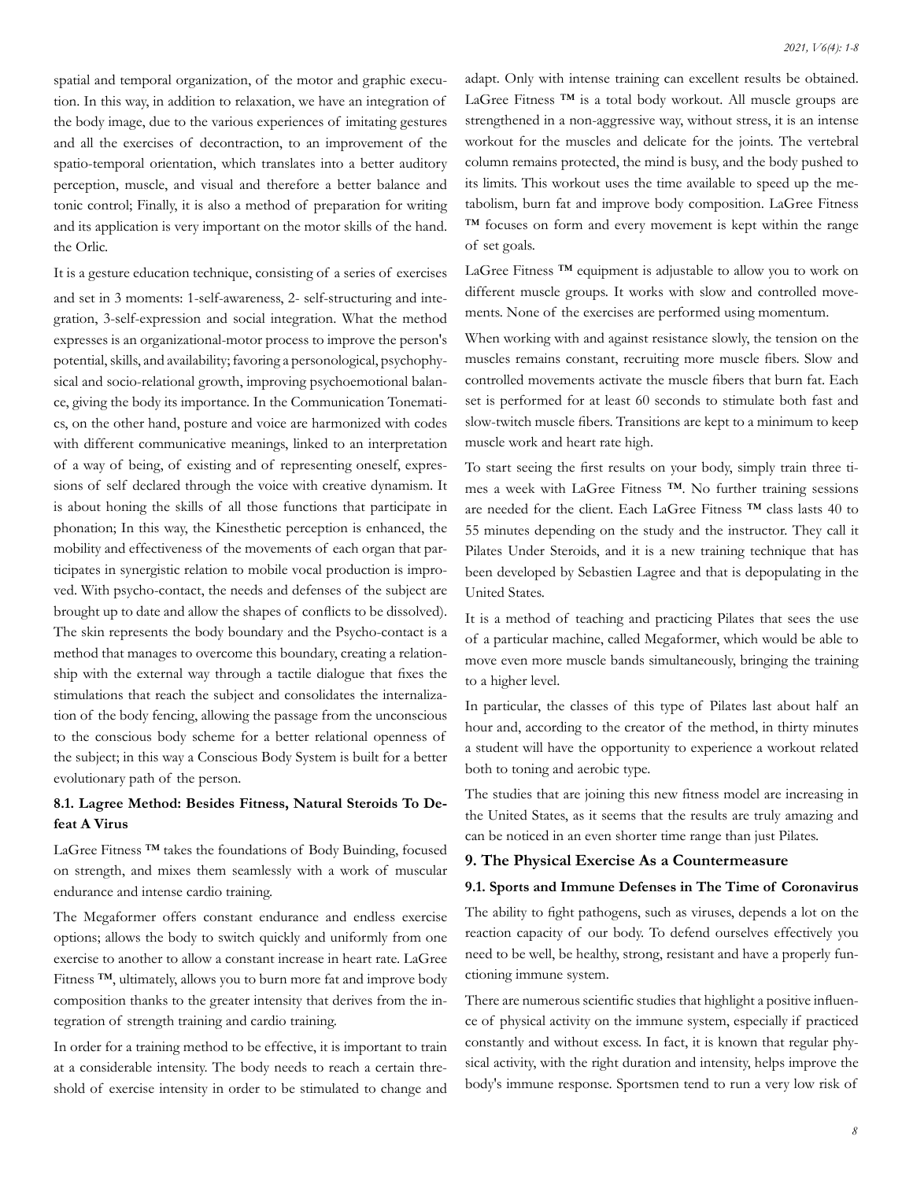spatial and temporal organization, of the motor and graphic execution. In this way, in addition to relaxation, we have an integration of the body image, due to the various experiences of imitating gestures and all the exercises of decontraction, to an improvement of the spatio-temporal orientation, which translates into a better auditory perception, muscle, and visual and therefore a better balance and tonic control; Finally, it is also a method of preparation for writing and its application is very important on the motor skills of the hand. the Orlic.

It is a gesture education technique, consisting of a series of exercises and set in 3 moments: 1-self-awareness, 2- self-structuring and integration, 3-self-expression and social integration. What the method expresses is an organizational-motor process to improve the person's potential, skills, and availability; favoring a personological, psychophysical and socio-relational growth, improving psychoemotional balance, giving the body its importance. In the Communication Tonematics, on the other hand, posture and voice are harmonized with codes with different communicative meanings, linked to an interpretation of a way of being, of existing and of representing oneself, expressions of self declared through the voice with creative dynamism. It is about honing the skills of all those functions that participate in phonation; In this way, the Kinesthetic perception is enhanced, the mobility and effectiveness of the movements of each organ that participates in synergistic relation to mobile vocal production is improved. With psycho-contact, the needs and defenses of the subject are brought up to date and allow the shapes of conflicts to be dissolved). The skin represents the body boundary and the Psycho-contact is a method that manages to overcome this boundary, creating a relationship with the external way through a tactile dialogue that fixes the stimulations that reach the subject and consolidates the internalization of the body fencing, allowing the passage from the unconscious to the conscious body scheme for a better relational openness of the subject; in this way a Conscious Body System is built for a better evolutionary path of the person.

### 8.1. Lagree Method: Besides Fitness, Natural Steroids To Defeat A Virus

LaGree Fitness ™ takes the foundations of Body Buinding, focused on strength, and mixes them seamlessly with a work of muscular endurance and intense cardio training.

The Megaformer offers constant endurance and endless exercise options; allows the body to switch quickly and uniformly from one exercise to another to allow a constant increase in heart rate. LaGree Fitness ™, ultimately, allows you to burn more fat and improve body composition thanks to the greater intensity that derives from the integration of strength training and cardio training.

In order for a training method to be effective, it is important to train at a considerable intensity. The body needs to reach a certain threshold of exercise intensity in order to be stimulated to change and adapt. Only with intense training can excellent results be obtained. LaGree Fitness ™ is a total body workout. All muscle groups are strengthened in a non-aggressive way, without stress, it is an intense workout for the muscles and delicate for the joints. The vertebral column remains protected, the mind is busy, and the body pushed to its limits. This workout uses the time available to speed up the metabolism, burn fat and improve body composition. LaGree Fitness ™ focuses on form and every movement is kept within the range of set goals.

LaGree Fitness ™ equipment is adjustable to allow you to work on different muscle groups. It works with slow and controlled movements. None of the exercises are performed using momentum.

When working with and against resistance slowly, the tension on the muscles remains constant, recruiting more muscle fibers. Slow and controlled movements activate the muscle fibers that burn fat. Each set is performed for at least 60 seconds to stimulate both fast and slow-twitch muscle fibers. Transitions are kept to a minimum to keep muscle work and heart rate high.

To start seeing the first results on your body, simply train three times a week with LaGree Fitness ™. No further training sessions are needed for the client. Each LaGree Fitness ™ class lasts 40 to 55 minutes depending on the study and the instructor. They call it Pilates Under Steroids, and it is a new training technique that has been developed by Sebastien Lagree and that is depopulating in the United States.

It is a method of teaching and practicing Pilates that sees the use of a particular machine, called Megaformer, which would be able to move even more muscle bands simultaneously, bringing the training to a higher level.

In particular, the classes of this type of Pilates last about half an hour and, according to the creator of the method, in thirty minutes a student will have the opportunity to experience a workout related both to toning and aerobic type.

The studies that are joining this new fitness model are increasing in the United States, as it seems that the results are truly amazing and can be noticed in an even shorter time range than just Pilates.

## 9. The Physical Exercise As a Countermeasure

### 9.1. Sports and Immune Defenses in The Time of Coronavirus

The ability to fight pathogens, such as viruses, depends a lot on the reaction capacity of our body. To defend ourselves effectively you need to be well, be healthy, strong, resistant and have a properly functioning immune system.

There are numerous scientific studies that highlight a positive influence of physical activity on the immune system, especially if practiced constantly and without excess. In fact, it is known that regular physical activity, with the right duration and intensity, helps improve the body's immune response. Sportsmen tend to run a very low risk of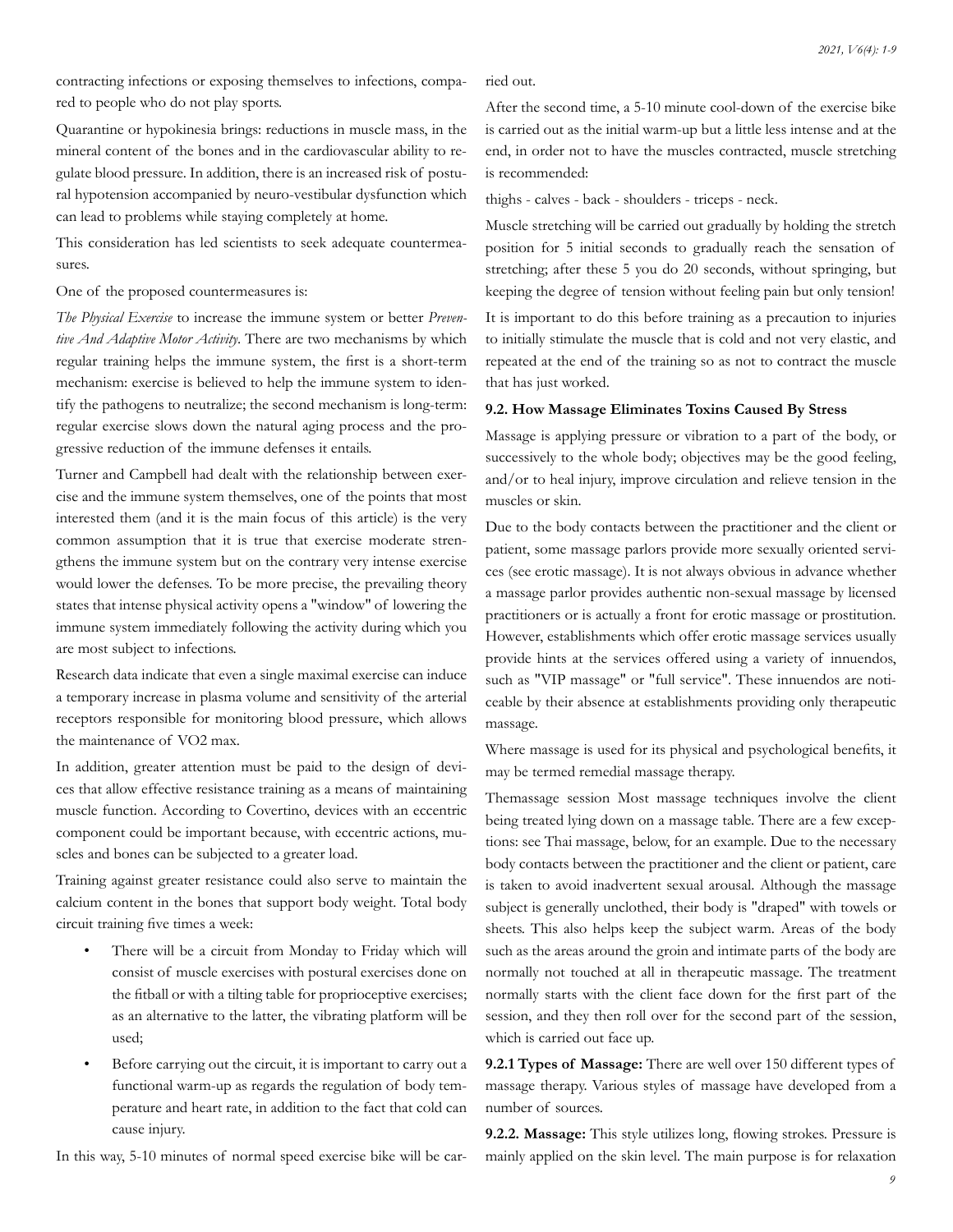contracting infections or exposing themselves to infections, compared to people who do not play sports.

Quarantine or hypokinesia brings: reductions in muscle mass, in the mineral content of the bones and in the cardiovascular ability to regulate blood pressure. In addition, there is an increased risk of postural hypotension accompanied by neuro-vestibular dysfunction which can lead to problems while staying completely at home.

This consideration has led scientists to seek adequate countermeasures.

One of the proposed countermeasures is:

*The Physical Exercise* to increase the immune system or better *Preventive And Adaptive Motor Activity*. There are two mechanisms by which regular training helps the immune system, the first is a short-term mechanism: exercise is believed to help the immune system to identify the pathogens to neutralize; the second mechanism is long-term: regular exercise slows down the natural aging process and the progressive reduction of the immune defenses it entails.

Turner and Campbell had dealt with the relationship between exercise and the immune system themselves, one of the points that most interested them (and it is the main focus of this article) is the very common assumption that it is true that exercise moderate strengthens the immune system but on the contrary very intense exercise would lower the defenses. To be more precise, the prevailing theory states that intense physical activity opens a "window" of lowering the immune system immediately following the activity during which you are most subject to infections.

Research data indicate that even a single maximal exercise can induce a temporary increase in plasma volume and sensitivity of the arterial receptors responsible for monitoring blood pressure, which allows the maintenance of VO2 max.

In addition, greater attention must be paid to the design of devices that allow effective resistance training as a means of maintaining muscle function. According to Covertino, devices with an eccentric component could be important because, with eccentric actions, muscles and bones can be subjected to a greater load.

Training against greater resistance could also serve to maintain the calcium content in the bones that support body weight. Total body circuit training five times a week:

- There will be a circuit from Monday to Friday which will consist of muscle exercises with postural exercises done on the fitball or with a tilting table for proprioceptive exercises; as an alternative to the latter, the vibrating platform will be used;
- Before carrying out the circuit, it is important to carry out a functional warm-up as regards the regulation of body temperature and heart rate, in addition to the fact that cold can cause injury.

In this way, 5-10 minutes of normal speed exercise bike will be carried out.

After the second time, a 5-10 minute cool-down of the exercise bike is carried out as the initial warm-up but a little less intense and at the end, in order not to have the muscles contracted, muscle stretching is recommended:

thighs - calves - back - shoulders - triceps - neck.

Muscle stretching will be carried out gradually by holding the stretch position for 5 initial seconds to gradually reach the sensation of stretching; after these 5 you do 20 seconds, without springing, but keeping the degree of tension without feeling pain but only tension!

It is important to do this before training as a precaution to injuries to initially stimulate the muscle that is cold and not very elastic, and repeated at the end of the training so as not to contract the muscle that has just worked.

### 9.2. How Massage Eliminates Toxins Caused By Stress

Massage is applying pressure or vibration to a part of the body, or successively to the whole body; objectives may be the good feeling, and/or to heal injury, improve circulation and relieve tension in the muscles or skin.

Due to the body contacts between the practitioner and the client or patient, some massage parlors provide more sexually oriented services (see erotic massage). It is not always obvious in advance whether a massage parlor provides authentic non-sexual massage by licensed practitioners or is actually a front for erotic massage or prostitution. However, establishments which offer erotic massage services usually provide hints at the services offered using a variety of innuendos, such as "VIP massage" or "full service". These innuendos are noticeable by their absence at establishments providing only therapeutic massage.

Where massage is used for its physical and psychological benefits, it may be termed remedial massage therapy.

Themassage session Most massage techniques involve the client being treated lying down on a massage table. There are a few exceptions: see Thai massage, below, for an example. Due to the necessary body contacts between the practitioner and the client or patient, care is taken to avoid inadvertent sexual arousal. Although the massage subject is generally unclothed, their body is "draped" with towels or sheets. This also helps keep the subject warm. Areas of the body such as the areas around the groin and intimate parts of the body are normally not touched at all in therapeutic massage. The treatment normally starts with the client face down for the first part of the session, and they then roll over for the second part of the session, which is carried out face up.

**9.2.1 Types of Massage:** There are well over 150 different types of massage therapy. Various styles of massage have developed from a number of sources.

**9.2.2. Massage:** This style utilizes long, flowing strokes. Pressure is mainly applied on the skin level. The main purpose is for relaxation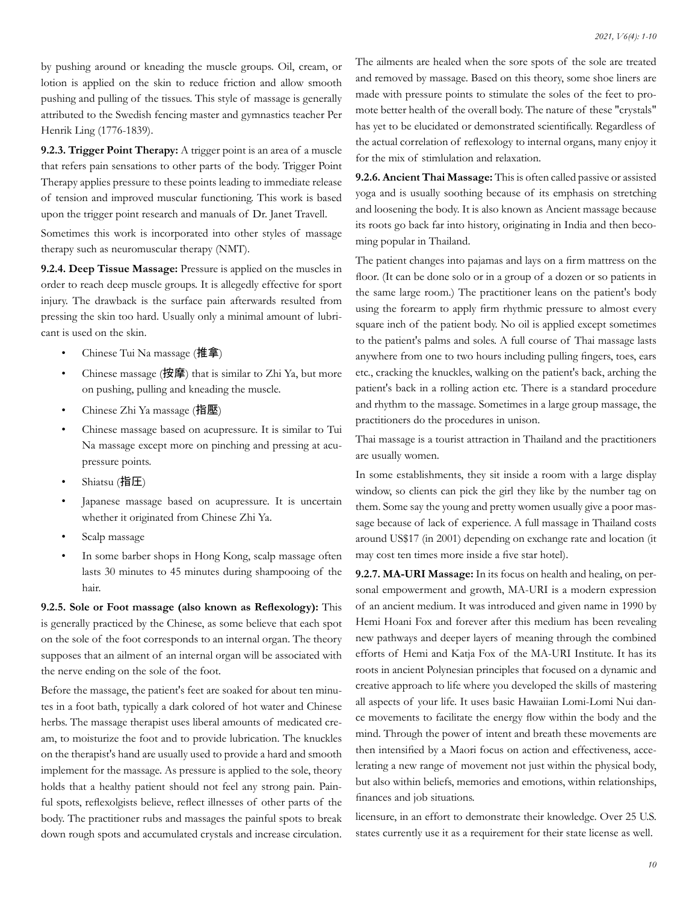by pushing around or kneading the muscle groups. Oil, cream, or lotion is applied on the skin to reduce friction and allow smooth pushing and pulling of the tissues. This style of massage is generally attributed to the Swedish fencing master and gymnastics teacher Per Henrik Ling (1776-1839).

**9.2.3. Trigger Point Therapy:** A trigger point is an area of a muscle that refers pain sensations to other parts of the body. Trigger Point Therapy applies pressure to these points leading to immediate release of tension and improved muscular functioning. This work is based upon the trigger point research and manuals of Dr. Janet Travell.

Sometimes this work is incorporated into other styles of massage therapy such as neuromuscular therapy (NMT).

**9.2.4. Deep Tissue Massage:** Pressure is applied on the muscles in order to reach deep muscle groups. It is allegedly effective for sport injury. The drawback is the surface pain afterwards resulted from pressing the skin too hard. Usually only a minimal amount of lubricant is used on the skin.

- Chinese Tui Na massage (推拿)
- Chinese massage (按摩) that is similar to Zhi Ya, but more on pushing, pulling and kneading the muscle.
- Chinese Zhi Ya massage (指壓)
- Chinese massage based on acupressure. It is similar to Tui Na massage except more on pinching and pressing at acupressure points.
- Shiatsu (指圧)
- Japanese massage based on acupressure. It is uncertain whether it originated from Chinese Zhi Ya.
- Scalp massage
- In some barber shops in Hong Kong, scalp massage often lasts 30 minutes to 45 minutes during shampooing of the hair.

**9.2.5. Sole or Foot massage (also known as Reflexology):** This is generally practiced by the Chinese, as some believe that each spot on the sole of the foot corresponds to an internal organ. The theory supposes that an ailment of an internal organ will be associated with the nerve ending on the sole of the foot.

Before the massage, the patient's feet are soaked for about ten minutes in a foot bath, typically a dark colored of hot water and Chinese herbs. The massage therapist uses liberal amounts of medicated cream, to moisturize the foot and to provide lubrication. The knuckles on the therapist's hand are usually used to provide a hard and smooth implement for the massage. As pressure is applied to the sole, theory holds that a healthy patient should not feel any strong pain. Painful spots, reflexolgists believe, reflect illnesses of other parts of the body. The practitioner rubs and massages the painful spots to break down rough spots and accumulated crystals and increase circulation.

The ailments are healed when the sore spots of the sole are treated and removed by massage. Based on this theory, some shoe liners are made with pressure points to stimulate the soles of the feet to promote better health of the overall body. The nature of these "crystals" has yet to be elucidated or demonstrated scientifically. Regardless of the actual correlation of reflexology to internal organs, many enjoy it for the mix of stimlulation and relaxation.

**9.2.6. Ancient Thai Massage:** This is often called passive or assisted yoga and is usually soothing because of its emphasis on stretching and loosening the body. It is also known as Ancient massage because its roots go back far into history, originating in India and then becoming popular in Thailand.

The patient changes into pajamas and lays on a firm mattress on the floor. (It can be done solo or in a group of a dozen or so patients in the same large room.) The practitioner leans on the patient's body using the forearm to apply firm rhythmic pressure to almost every square inch of the patient body. No oil is applied except sometimes to the patient's palms and soles. A full course of Thai massage lasts anywhere from one to two hours including pulling fingers, toes, ears etc., cracking the knuckles, walking on the patient's back, arching the patient's back in a rolling action etc. There is a standard procedure and rhythm to the massage. Sometimes in a large group massage, the practitioners do the procedures in unison.

Thai massage is a tourist attraction in Thailand and the practitioners are usually women.

In some establishments, they sit inside a room with a large display window, so clients can pick the girl they like by the number tag on them. Some say the young and pretty women usually give a poor massage because of lack of experience. A full massage in Thailand costs around US$17 (in 2001) depending on exchange rate and location (it may cost ten times more inside a five star hotel).

**9.2.7. MA-URI Massage:** In its focus on health and healing, on personal empowerment and growth, MA-URI is a modern expression of an ancient medium. It was introduced and given name in 1990 by Hemi Hoani Fox and forever after this medium has been revealing new pathways and deeper layers of meaning through the combined efforts of Hemi and Katja Fox of the MA-URI Institute. It has its roots in ancient Polynesian principles that focused on a dynamic and creative approach to life where you developed the skills of mastering all aspects of your life. It uses basic Hawaiian Lomi-Lomi Nui dance movements to facilitate the energy flow within the body and the mind. Through the power of intent and breath these movements are then intensified by a Maori focus on action and effectiveness, accelerating a new range of movement not just within the physical body, but also within beliefs, memories and emotions, within relationships, finances and job situations.

licensure, in an effort to demonstrate their knowledge. Over 25 U.S. states currently use it as a requirement for their state license as well.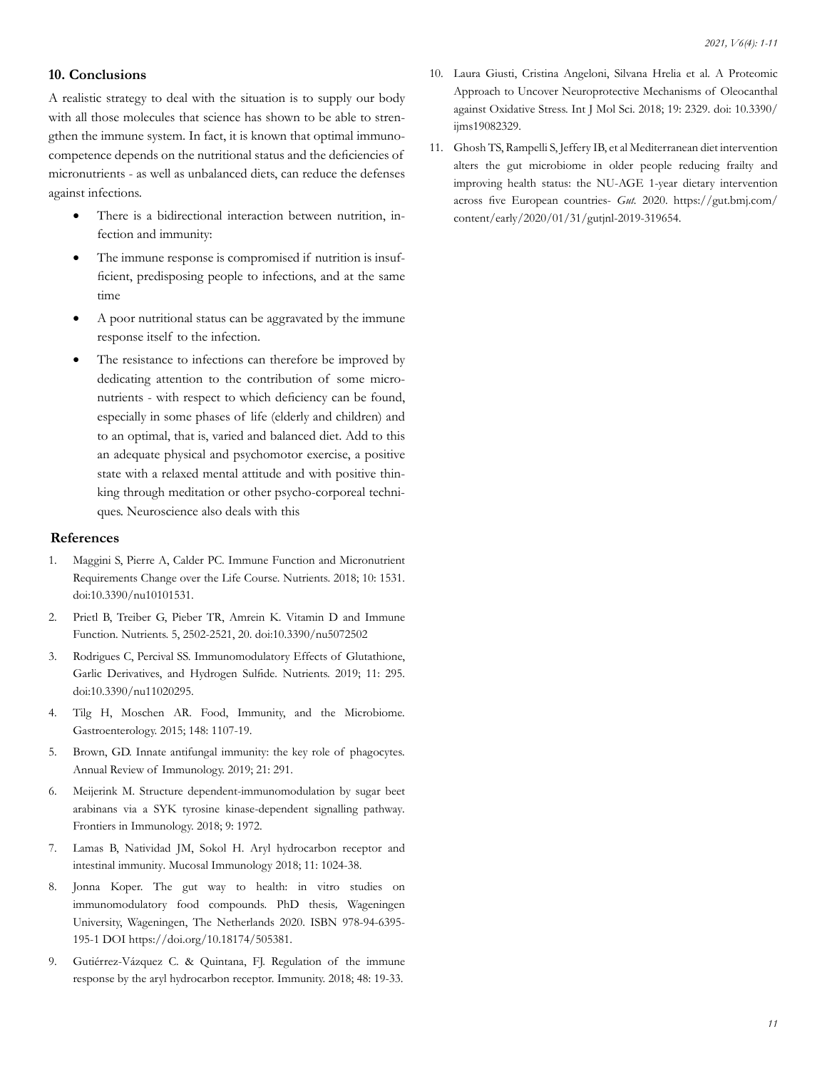## 10. Conclusions

A realistic strategy to deal with the situation is to supply our body with all those molecules that science has shown to be able to strengthen the immune system. In fact, it is known that optimal immunocompetence depends on the nutritional status and the deficiencies of micronutrients - as well as unbalanced diets, can reduce the defenses against infections.

- There is a bidirectional interaction between nutrition, infection and immunity:
- The immune response is compromised if nutrition is insufficient, predisposing people to infections, and at the same time
- A poor nutritional status can be aggravated by the immune response itself to the infection.
- The resistance to infections can therefore be improved by dedicating attention to the contribution of some micronutrients - with respect to which deficiency can be found, especially in some phases of life (elderly and children) and to an optimal, that is, varied and balanced diet. Add to this an adequate physical and psychomotor exercise, a positive state with a relaxed mental attitude and with positive thinking through meditation or other psycho-corporeal techniques. Neuroscience also deals with this

## References

1. Maggini S, Pierre A, Calder PC. Immune Function and Micronutrient Requirements Change over the Life Course. Nutrients. 2018; 10: 1531. doi:10.3390/nu10101531.
2. Prietl B, Treiber G, Pieber TR, Amrein K. Vitamin D and Immune Function. Nutrients. 5, 2502-2521, 20. doi:10.3390/nu5072502
3. Rodrigues C, Percival SS. Immunomodulatory Effects of Glutathione, Garlic Derivatives, and Hydrogen Sulfide. Nutrients. 2019; 11: 295. doi:10.3390/nu11020295.
4. Tilg H, Moschen AR. Food, Immunity, and the Microbiome. Gastroenterology. 2015; 148: 1107-19.
5. Brown, GD. Innate antifungal immunity: the key role of phagocytes. Annual Review of Immunology. 2019; 21: 291.
6. Meijerink M. Structure dependent-immunomodulation by sugar beet arabinans via a SYK tyrosine kinase-dependent signalling pathway. Frontiers in Immunology. 2018; 9: 1972.
7. Lamas B, Natividad JM, Sokol H. Aryl hydrocarbon receptor and intestinal immunity. Mucosal Immunology 2018; 11: 1024-38.
8. Jonna Koper. The gut way to health: in vitro studies on immunomodulatory food compounds. PhD thesis, Wageningen University, Wageningen, The Netherlands 2020. ISBN 978-94-6395-195-1 DOI https://doi.org/10.18174/505381.
9. Gutiérrez-Vázquez C. & Quintana, FJ. Regulation of the immune response by the aryl hydrocarbon receptor. Immunity. 2018; 48: 19-33.
10. Laura Giusti, Cristina Angeloni, Silvana Hrelia et al. A Proteomic Approach to Uncover Neuroprotective Mechanisms of Oleocanthal against Oxidative Stress. Int J Mol Sci. 2018; 19: 2329. doi: 10.3390/ijms19082329.
11. Ghosh TS, Rampelli S, Jeffery IB, et al Mediterranean diet intervention alters the gut microbiome in older people reducing frailty and improving health status: the NU-AGE 1-year dietary intervention across five European countries- *Gut*. 2020. https://gut.bmj.com/content/early/2020/01/31/gutjnl-2019-319654.